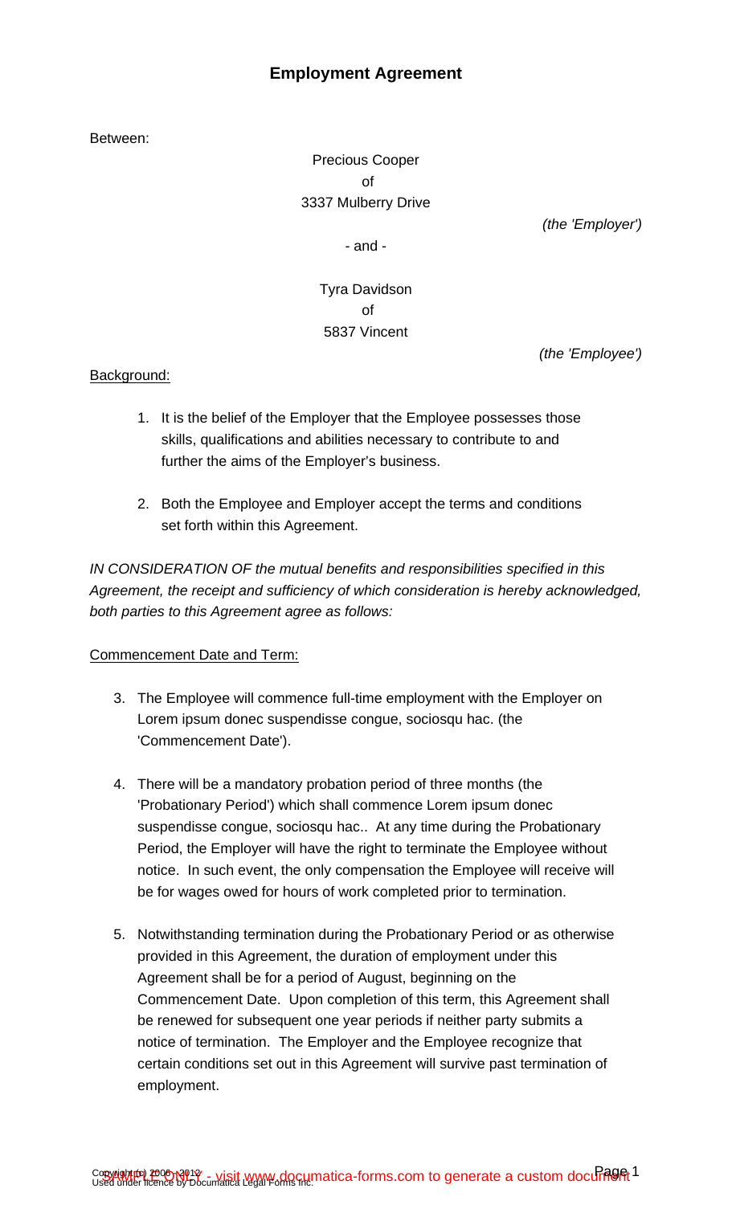# Employment Agreement

Between:

Precious Cooper
of
3337 Mulberry Drive

*(the 'Employer')*

\- and -

Tyra Davidson
of
5837 Vincent

*(the 'Employee')*

Background:

1. It is the belief of the Employer that the Employee possesses those skills, qualifications and abilities necessary to contribute to and further the aims of the Employer's business.

2. Both the Employee and Employer accept the terms and conditions set forth within this Agreement.

*IN CONSIDERATION OF the mutual benefits and responsibilities specified in this Agreement, the receipt and sufficiency of which consideration is hereby acknowledged, both parties to this Agreement agree as follows:*

Commencement Date and Term:

3. The Employee will commence full-time employment with the Employer on Lorem ipsum donec suspendisse congue, sociosqu hac. (the 'Commencement Date').

4. There will be a mandatory probation period of three months (the 'Probationary Period') which shall commence Lorem ipsum donec suspendisse congue, sociosqu hac.. At any time during the Probationary Period, the Employer will have the right to terminate the Employee without notice. In such event, the only compensation the Employee will receive will be for wages owed for hours of work completed prior to termination.

5. Notwithstanding termination during the Probationary Period or as otherwise provided in this Agreement, the duration of employment under this Agreement shall be for a period of August, beginning on the Commencement Date. Upon completion of this term, this Agreement shall be renewed for subsequent one year periods if neither party submits a notice of termination. The Employer and the Employee recognize that certain conditions set out in this Agreement will survive past termination of employment.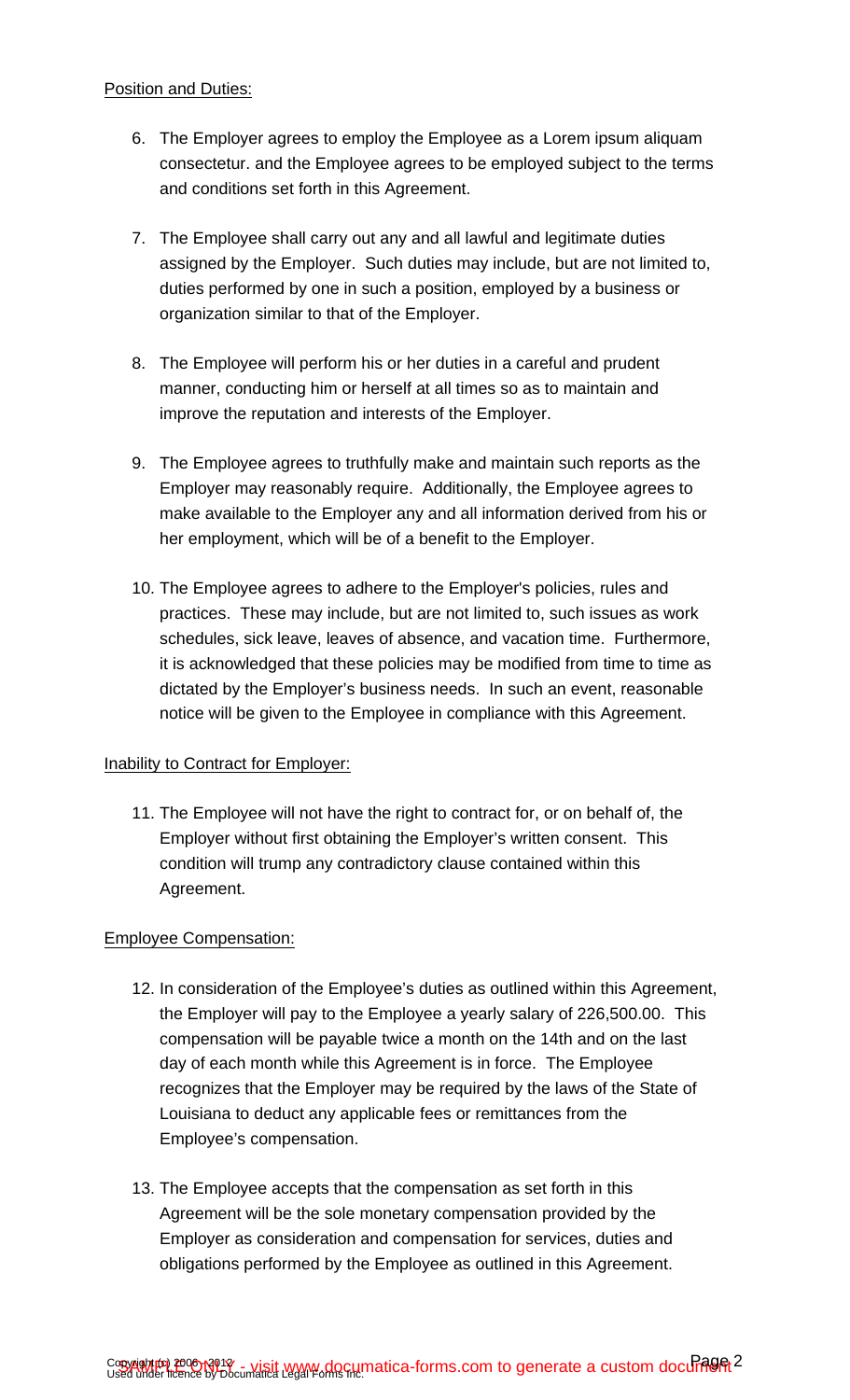Position and Duties:

6. The Employer agrees to employ the Employee as a Lorem ipsum aliquam consectetur. and the Employee agrees to be employed subject to the terms and conditions set forth in this Agreement.

7. The Employee shall carry out any and all lawful and legitimate duties assigned by the Employer. Such duties may include, but are not limited to, duties performed by one in such a position, employed by a business or organization similar to that of the Employer.

8. The Employee will perform his or her duties in a careful and prudent manner, conducting him or herself at all times so as to maintain and improve the reputation and interests of the Employer.

9. The Employee agrees to truthfully make and maintain such reports as the Employer may reasonably require. Additionally, the Employee agrees to make available to the Employer any and all information derived from his or her employment, which will be of a benefit to the Employer.

10. The Employee agrees to adhere to the Employer's policies, rules and practices. These may include, but are not limited to, such issues as work schedules, sick leave, leaves of absence, and vacation time. Furthermore, it is acknowledged that these policies may be modified from time to time as dictated by the Employer's business needs. In such an event, reasonable notice will be given to the Employee in compliance with this Agreement.

Inability to Contract for Employer:

11. The Employee will not have the right to contract for, or on behalf of, the Employer without first obtaining the Employer's written consent. This condition will trump any contradictory clause contained within this Agreement.

Employee Compensation:

12. In consideration of the Employee's duties as outlined within this Agreement, the Employer will pay to the Employee a yearly salary of 226,500.00. This compensation will be payable twice a month on the 14th and on the last day of each month while this Agreement is in force. The Employee recognizes that the Employer may be required by the laws of the State of Louisiana to deduct any applicable fees or remittances from the Employee's compensation.

13. The Employee accepts that the compensation as set forth in this Agreement will be the sole monetary compensation provided by the Employer as consideration and compensation for services, duties and obligations performed by the Employee as outlined in this Agreement.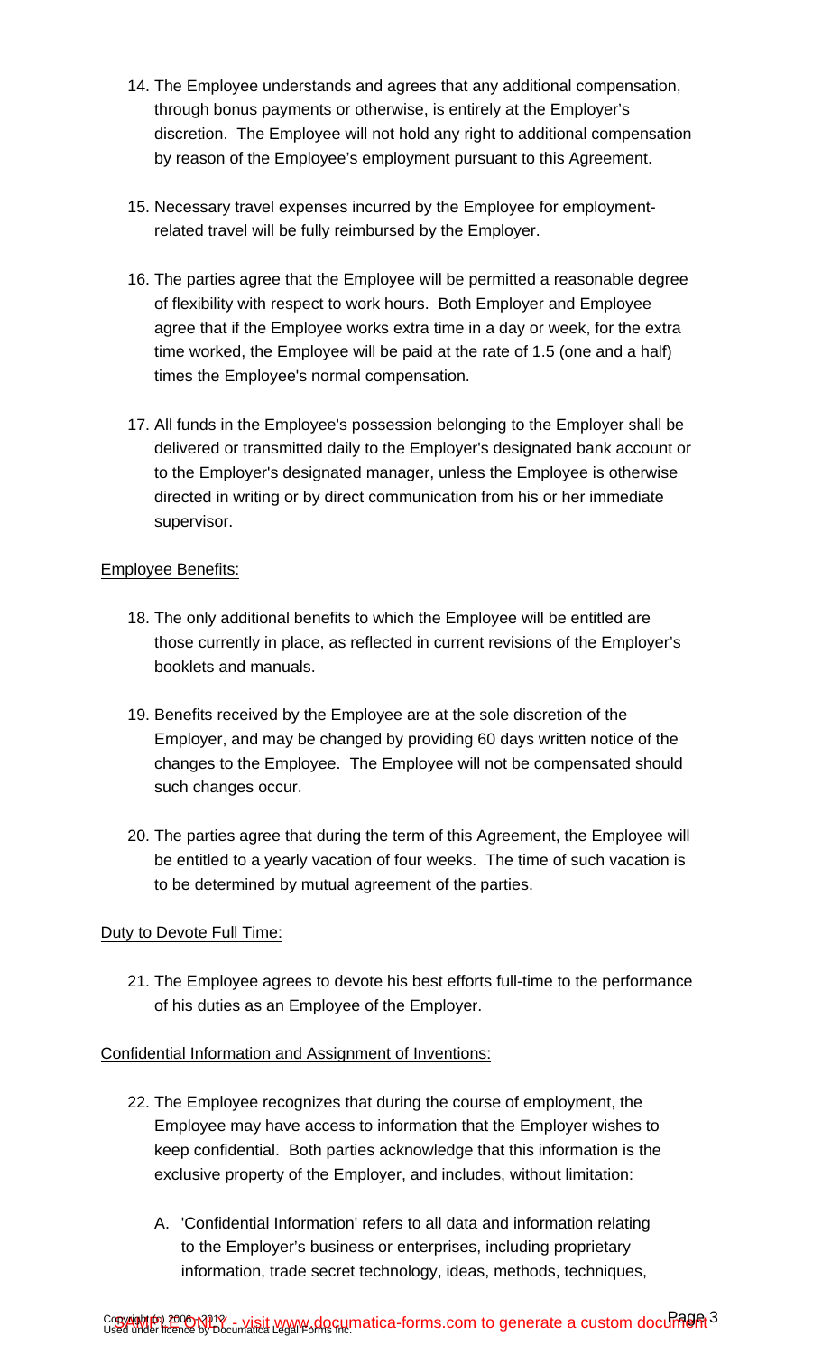14. The Employee understands and agrees that any additional compensation, through bonus payments or otherwise, is entirely at the Employer's discretion. The Employee will not hold any right to additional compensation by reason of the Employee's employment pursuant to this Agreement.

15. Necessary travel expenses incurred by the Employee for employment-related travel will be fully reimbursed by the Employer.

16. The parties agree that the Employee will be permitted a reasonable degree of flexibility with respect to work hours. Both Employer and Employee agree that if the Employee works extra time in a day or week, for the extra time worked, the Employee will be paid at the rate of 1.5 (one and a half) times the Employee's normal compensation.

17. All funds in the Employee's possession belonging to the Employer shall be delivered or transmitted daily to the Employer's designated bank account or to the Employer's designated manager, unless the Employee is otherwise directed in writing or by direct communication from his or her immediate supervisor.

<u>Employee Benefits:</u>

18. The only additional benefits to which the Employee will be entitled are those currently in place, as reflected in current revisions of the Employer's booklets and manuals.

19. Benefits received by the Employee are at the sole discretion of the Employer, and may be changed by providing 60 days written notice of the changes to the Employee. The Employee will not be compensated should such changes occur.

20. The parties agree that during the term of this Agreement, the Employee will be entitled to a yearly vacation of four weeks. The time of such vacation is to be determined by mutual agreement of the parties.

<u>Duty to Devote Full Time:</u>

21. The Employee agrees to devote his best efforts full-time to the performance of his duties as an Employee of the Employer.

<u>Confidential Information and Assignment of Inventions:</u>

22. The Employee recognizes that during the course of employment, the Employee may have access to information that the Employer wishes to keep confidential. Both parties acknowledge that this information is the exclusive property of the Employer, and includes, without limitation:

    A. 'Confidential Information' refers to all data and information relating to the Employer's business or enterprises, including proprietary information, trade secret technology, ideas, methods, techniques,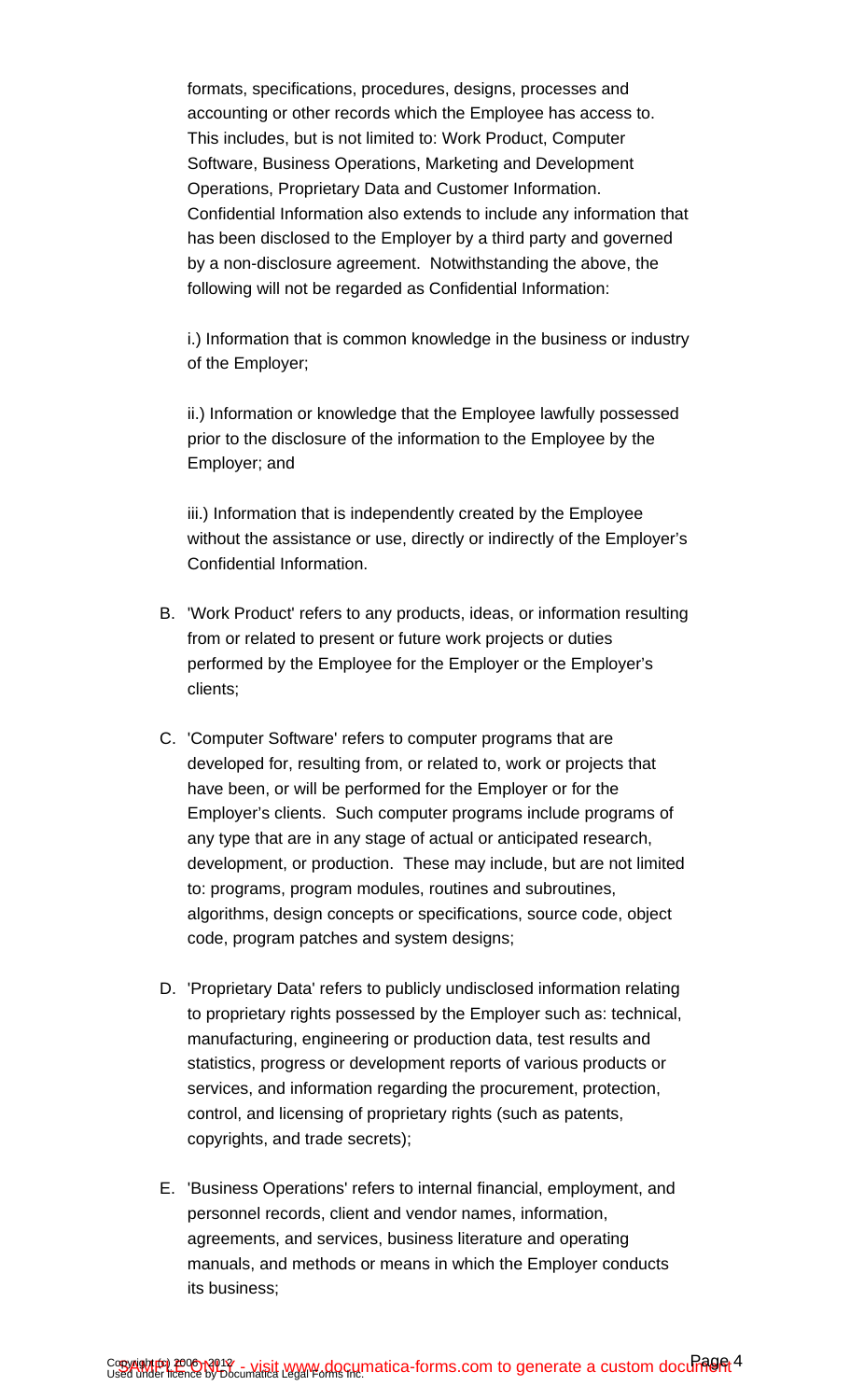formats, specifications, procedures, designs, processes and accounting or other records which the Employee has access to. This includes, but is not limited to: Work Product, Computer Software, Business Operations, Marketing and Development Operations, Proprietary Data and Customer Information. Confidential Information also extends to include any information that has been disclosed to the Employer by a third party and governed by a non-disclosure agreement. Notwithstanding the above, the following will not be regarded as Confidential Information:

i.) Information that is common knowledge in the business or industry of the Employer;

ii.) Information or knowledge that the Employee lawfully possessed prior to the disclosure of the information to the Employee by the Employer; and

iii.) Information that is independently created by the Employee without the assistance or use, directly or indirectly of the Employer's Confidential Information.

B. 'Work Product' refers to any products, ideas, or information resulting from or related to present or future work projects or duties performed by the Employee for the Employer or the Employer's clients;

C. 'Computer Software' refers to computer programs that are developed for, resulting from, or related to, work or projects that have been, or will be performed for the Employer or for the Employer's clients. Such computer programs include programs of any type that are in any stage of actual or anticipated research, development, or production. These may include, but are not limited to: programs, program modules, routines and subroutines, algorithms, design concepts or specifications, source code, object code, program patches and system designs;

D. 'Proprietary Data' refers to publicly undisclosed information relating to proprietary rights possessed by the Employer such as: technical, manufacturing, engineering or production data, test results and statistics, progress or development reports of various products or services, and information regarding the procurement, protection, control, and licensing of proprietary rights (such as patents, copyrights, and trade secrets);

E. 'Business Operations' refers to internal financial, employment, and personnel records, client and vendor names, information, agreements, and services, business literature and operating manuals, and methods or means in which the Employer conducts its business;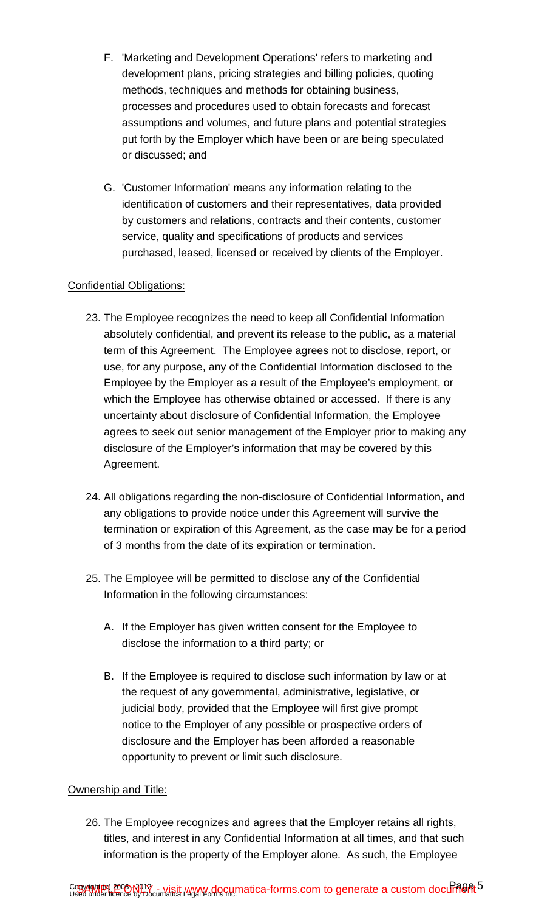F. 'Marketing and Development Operations' refers to marketing and development plans, pricing strategies and billing policies, quoting methods, techniques and methods for obtaining business, processes and procedures used to obtain forecasts and forecast assumptions and volumes, and future plans and potential strategies put forth by the Employer which have been or are being speculated or discussed; and

G. 'Customer Information' means any information relating to the identification of customers and their representatives, data provided by customers and relations, contracts and their contents, customer service, quality and specifications of products and services purchased, leased, licensed or received by clients of the Employer.

<u>Confidential Obligations:</u>

23. The Employee recognizes the need to keep all Confidential Information absolutely confidential, and prevent its release to the public, as a material term of this Agreement. The Employee agrees not to disclose, report, or use, for any purpose, any of the Confidential Information disclosed to the Employee by the Employer as a result of the Employee's employment, or which the Employee has otherwise obtained or accessed. If there is any uncertainty about disclosure of Confidential Information, the Employee agrees to seek out senior management of the Employer prior to making any disclosure of the Employer's information that may be covered by this Agreement.

24. All obligations regarding the non-disclosure of Confidential Information, and any obligations to provide notice under this Agreement will survive the termination or expiration of this Agreement, as the case may be for a period of 3 months from the date of its expiration or termination.

25. The Employee will be permitted to disclose any of the Confidential Information in the following circumstances:

    A. If the Employer has given written consent for the Employee to disclose the information to a third party; or

    B. If the Employee is required to disclose such information by law or at the request of any governmental, administrative, legislative, or judicial body, provided that the Employee will first give prompt notice to the Employer of any possible or prospective orders of disclosure and the Employer has been afforded a reasonable opportunity to prevent or limit such disclosure.

<u>Ownership and Title:</u>

26. The Employee recognizes and agrees that the Employer retains all rights, titles, and interest in any Confidential Information at all times, and that such information is the property of the Employer alone. As such, the Employee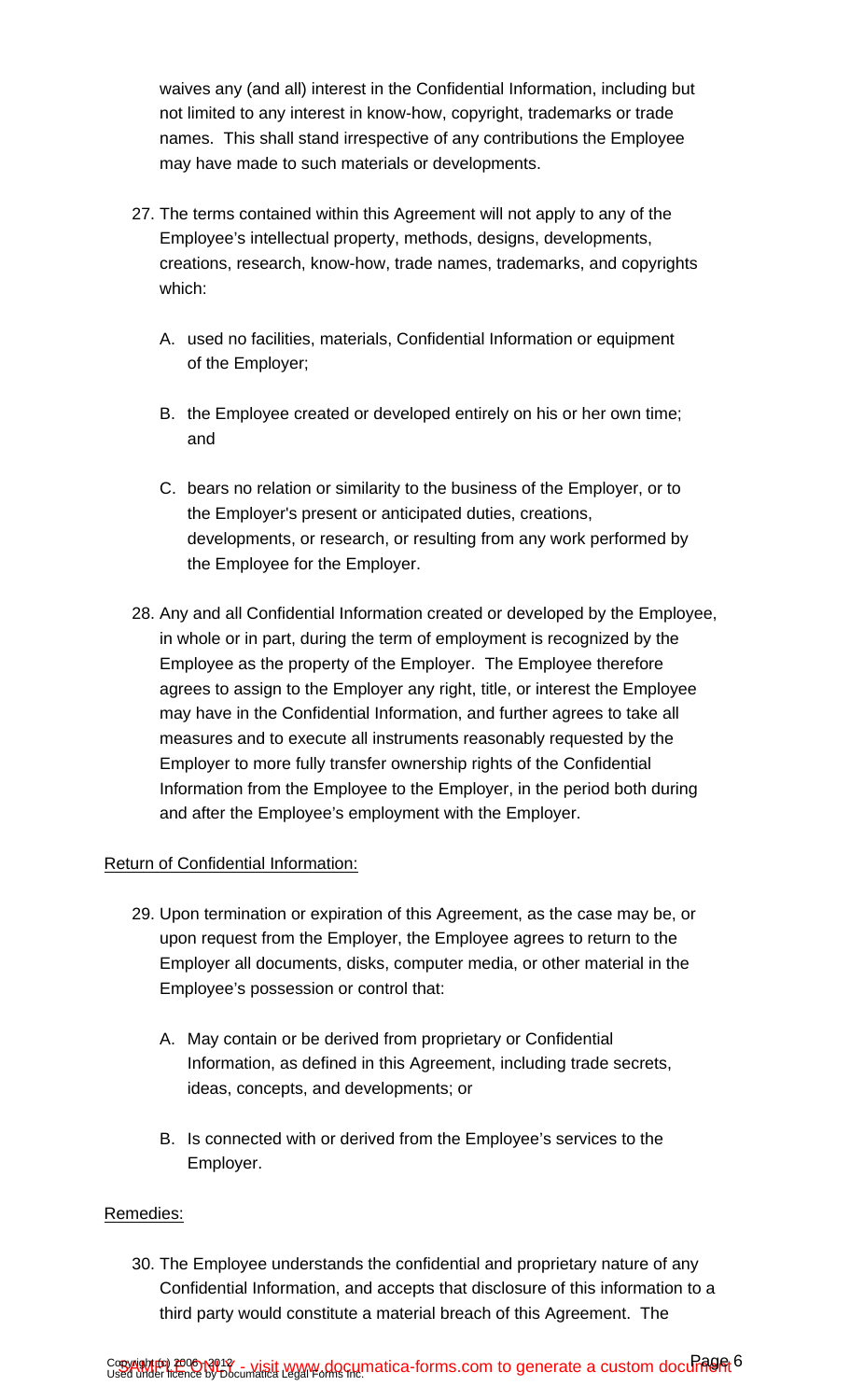waives any (and all) interest in the Confidential Information, including but not limited to any interest in know-how, copyright, trademarks or trade names. This shall stand irrespective of any contributions the Employee may have made to such materials or developments.

27. The terms contained within this Agreement will not apply to any of the Employee's intellectual property, methods, designs, developments, creations, research, know-how, trade names, trademarks, and copyrights which:

    A. used no facilities, materials, Confidential Information or equipment of the Employer;

    B. the Employee created or developed entirely on his or her own time; and

    C. bears no relation or similarity to the business of the Employer, or to the Employer's present or anticipated duties, creations, developments, or research, or resulting from any work performed by the Employee for the Employer.

28. Any and all Confidential Information created or developed by the Employee, in whole or in part, during the term of employment is recognized by the Employee as the property of the Employer. The Employee therefore agrees to assign to the Employer any right, title, or interest the Employee may have in the Confidential Information, and further agrees to take all measures and to execute all instruments reasonably requested by the Employer to more fully transfer ownership rights of the Confidential Information from the Employee to the Employer, in the period both during and after the Employee's employment with the Employer.

Return of Confidential Information:

29. Upon termination or expiration of this Agreement, as the case may be, or upon request from the Employer, the Employee agrees to return to the Employer all documents, disks, computer media, or other material in the Employee's possession or control that:

    A. May contain or be derived from proprietary or Confidential Information, as defined in this Agreement, including trade secrets, ideas, concepts, and developments; or

    B. Is connected with or derived from the Employee's services to the Employer.

Remedies:

30. The Employee understands the confidential and proprietary nature of any Confidential Information, and accepts that disclosure of this information to a third party would constitute a material breach of this Agreement. The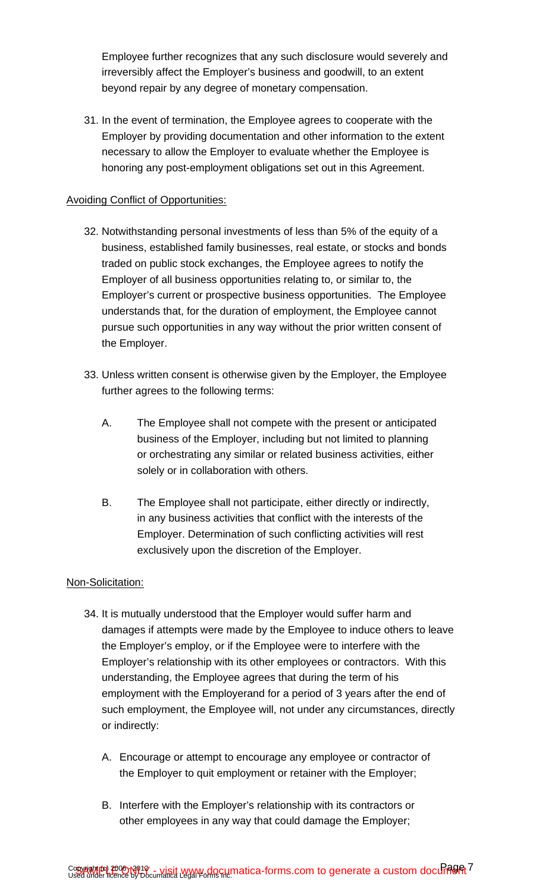Employee further recognizes that any such disclosure would severely and irreversibly affect the Employer's business and goodwill, to an extent beyond repair by any degree of monetary compensation.

31. In the event of termination, the Employee agrees to cooperate with the Employer by providing documentation and other information to the extent necessary to allow the Employer to evaluate whether the Employee is honoring any post-employment obligations set out in this Agreement.

<u>Avoiding Conflict of Opportunities:</u>

32. Notwithstanding personal investments of less than 5% of the equity of a business, established family businesses, real estate, or stocks and bonds traded on public stock exchanges, the Employee agrees to notify the Employer of all business opportunities relating to, or similar to, the Employer's current or prospective business opportunities. The Employee understands that, for the duration of employment, the Employee cannot pursue such opportunities in any way without the prior written consent of the Employer.

33. Unless written consent is otherwise given by the Employer, the Employee further agrees to the following terms:

    A. The Employee shall not compete with the present or anticipated business of the Employer, including but not limited to planning or orchestrating any similar or related business activities, either solely or in collaboration with others.

    B. The Employee shall not participate, either directly or indirectly, in any business activities that conflict with the interests of the Employer. Determination of such conflicting activities will rest exclusively upon the discretion of the Employer.

<u>Non-Solicitation:</u>

34. It is mutually understood that the Employer would suffer harm and damages if attempts were made by the Employee to induce others to leave the Employer's employ, or if the Employee were to interfere with the Employer's relationship with its other employees or contractors. With this understanding, the Employee agrees that during the term of his employment with the Employerand for a period of 3 years after the end of such employment, the Employee will, not under any circumstances, directly or indirectly:

    A. Encourage or attempt to encourage any employee or contractor of the Employer to quit employment or retainer with the Employer;

    B. Interfere with the Employer's relationship with its contractors or other employees in any way that could damage the Employer;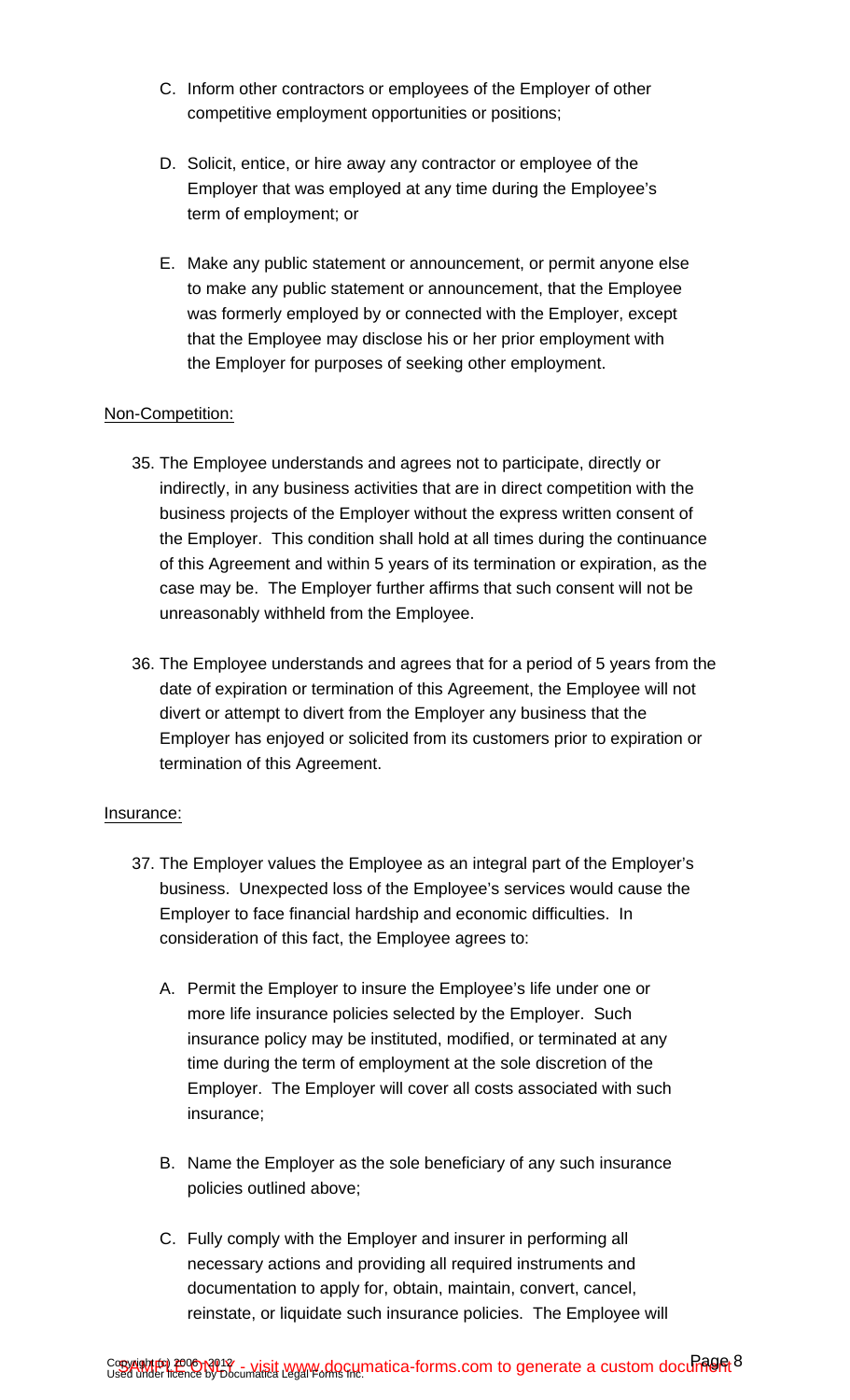C. Inform other contractors or employees of the Employer of other competitive employment opportunities or positions;

D. Solicit, entice, or hire away any contractor or employee of the Employer that was employed at any time during the Employee's term of employment; or

E. Make any public statement or announcement, or permit anyone else to make any public statement or announcement, that the Employee was formerly employed by or connected with the Employer, except that the Employee may disclose his or her prior employment with the Employer for purposes of seeking other employment.

<u>Non-Competition:</u>

35. The Employee understands and agrees not to participate, directly or indirectly, in any business activities that are in direct competition with the business projects of the Employer without the express written consent of the Employer. This condition shall hold at all times during the continuance of this Agreement and within 5 years of its termination or expiration, as the case may be. The Employer further affirms that such consent will not be unreasonably withheld from the Employee.

36. The Employee understands and agrees that for a period of 5 years from the date of expiration or termination of this Agreement, the Employee will not divert or attempt to divert from the Employer any business that the Employer has enjoyed or solicited from its customers prior to expiration or termination of this Agreement.

<u>Insurance:</u>

37. The Employer values the Employee as an integral part of the Employer's business. Unexpected loss of the Employee's services would cause the Employer to face financial hardship and economic difficulties. In consideration of this fact, the Employee agrees to:

    A. Permit the Employer to insure the Employee's life under one or more life insurance policies selected by the Employer. Such insurance policy may be instituted, modified, or terminated at any time during the term of employment at the sole discretion of the Employer. The Employer will cover all costs associated with such insurance;

    B. Name the Employer as the sole beneficiary of any such insurance policies outlined above;

    C. Fully comply with the Employer and insurer in performing all necessary actions and providing all required instruments and documentation to apply for, obtain, maintain, convert, cancel, reinstate, or liquidate such insurance policies. The Employee will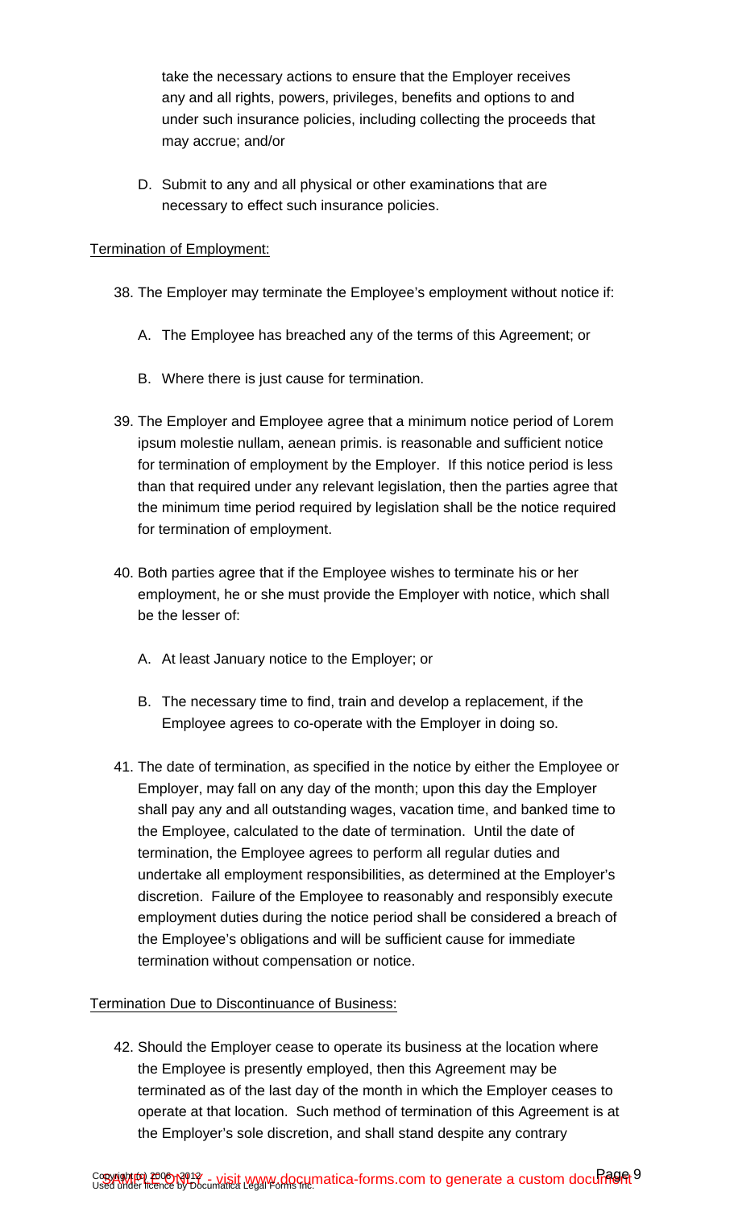take the necessary actions to ensure that the Employer receives any and all rights, powers, privileges, benefits and options to and under such insurance policies, including collecting the proceeds that may accrue; and/or

D. Submit to any and all physical or other examinations that are necessary to effect such insurance policies.

Termination of Employment:

38. The Employer may terminate the Employee's employment without notice if:

    A. The Employee has breached any of the terms of this Agreement; or

    B. Where there is just cause for termination.

39. The Employer and Employee agree that a minimum notice period of Lorem ipsum molestie nullam, aenean primis. is reasonable and sufficient notice for termination of employment by the Employer. If this notice period is less than that required under any relevant legislation, then the parties agree that the minimum time period required by legislation shall be the notice required for termination of employment.

40. Both parties agree that if the Employee wishes to terminate his or her employment, he or she must provide the Employer with notice, which shall be the lesser of:

    A. At least January notice to the Employer; or

    B. The necessary time to find, train and develop a replacement, if the Employee agrees to co-operate with the Employer in doing so.

41. The date of termination, as specified in the notice by either the Employee or Employer, may fall on any day of the month; upon this day the Employer shall pay any and all outstanding wages, vacation time, and banked time to the Employee, calculated to the date of termination. Until the date of termination, the Employee agrees to perform all regular duties and undertake all employment responsibilities, as determined at the Employer's discretion. Failure of the Employee to reasonably and responsibly execute employment duties during the notice period shall be considered a breach of the Employee's obligations and will be sufficient cause for immediate termination without compensation or notice.

Termination Due to Discontinuance of Business:

42. Should the Employer cease to operate its business at the location where the Employee is presently employed, then this Agreement may be terminated as of the last day of the month in which the Employer ceases to operate at that location. Such method of termination of this Agreement is at the Employer's sole discretion, and shall stand despite any contrary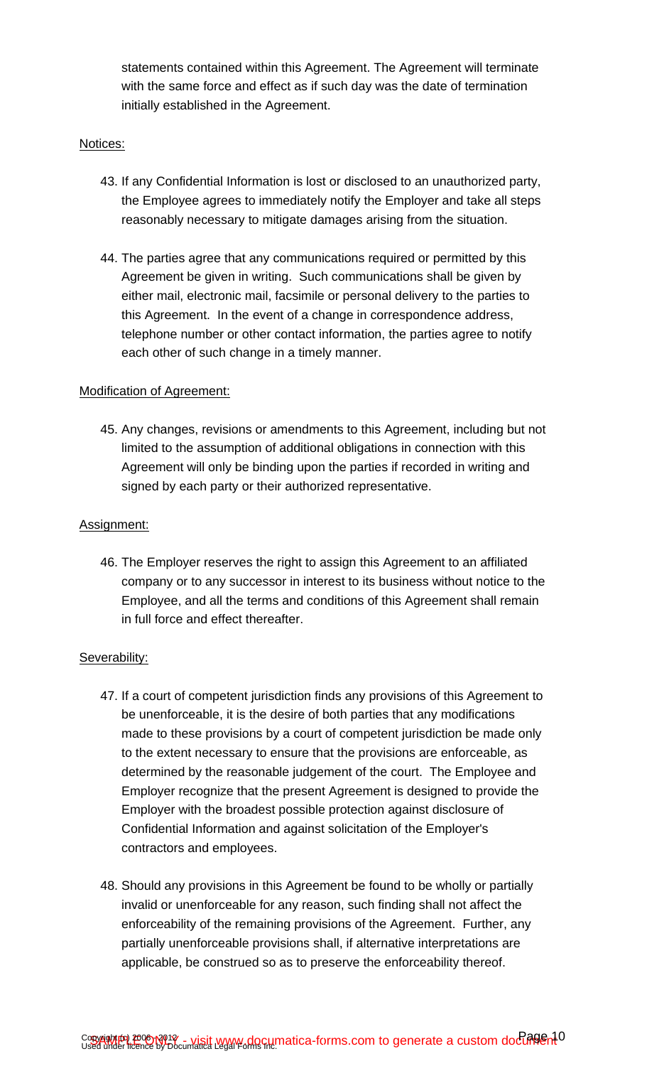statements contained within this Agreement. The Agreement will terminate with the same force and effect as if such day was the date of termination initially established in the Agreement.

Notices:

43. If any Confidential Information is lost or disclosed to an unauthorized party, the Employee agrees to immediately notify the Employer and take all steps reasonably necessary to mitigate damages arising from the situation.

44. The parties agree that any communications required or permitted by this Agreement be given in writing. Such communications shall be given by either mail, electronic mail, facsimile or personal delivery to the parties to this Agreement. In the event of a change in correspondence address, telephone number or other contact information, the parties agree to notify each other of such change in a timely manner.

Modification of Agreement:

45. Any changes, revisions or amendments to this Agreement, including but not limited to the assumption of additional obligations in connection with this Agreement will only be binding upon the parties if recorded in writing and signed by each party or their authorized representative.

Assignment:

46. The Employer reserves the right to assign this Agreement to an affiliated company or to any successor in interest to its business without notice to the Employee, and all the terms and conditions of this Agreement shall remain in full force and effect thereafter.

Severability:

47. If a court of competent jurisdiction finds any provisions of this Agreement to be unenforceable, it is the desire of both parties that any modifications made to these provisions by a court of competent jurisdiction be made only to the extent necessary to ensure that the provisions are enforceable, as determined by the reasonable judgement of the court. The Employee and Employer recognize that the present Agreement is designed to provide the Employer with the broadest possible protection against disclosure of Confidential Information and against solicitation of the Employer's contractors and employees.

48. Should any provisions in this Agreement be found to be wholly or partially invalid or unenforceable for any reason, such finding shall not affect the enforceability of the remaining provisions of the Agreement. Further, any partially unenforceable provisions shall, if alternative interpretations are applicable, be construed so as to preserve the enforceability thereof.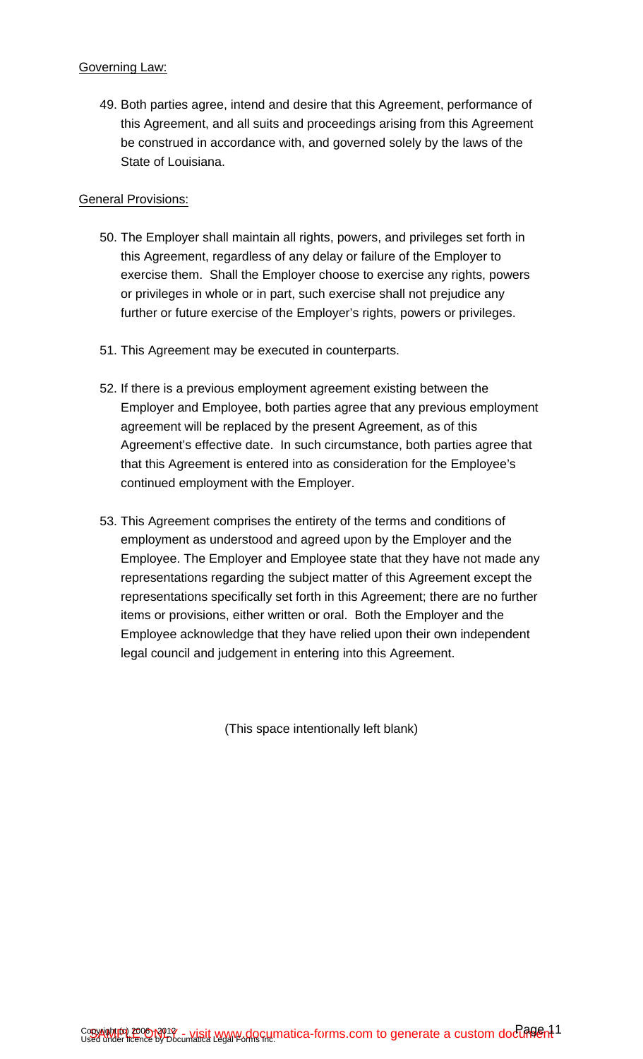Governing Law:

49. Both parties agree, intend and desire that this Agreement, performance of this Agreement, and all suits and proceedings arising from this Agreement be construed in accordance with, and governed solely by the laws of the State of Louisiana.

General Provisions:

50. The Employer shall maintain all rights, powers, and privileges set forth in this Agreement, regardless of any delay or failure of the Employer to exercise them. Shall the Employer choose to exercise any rights, powers or privileges in whole or in part, such exercise shall not prejudice any further or future exercise of the Employer's rights, powers or privileges.

51. This Agreement may be executed in counterparts.

52. If there is a previous employment agreement existing between the Employer and Employee, both parties agree that any previous employment agreement will be replaced by the present Agreement, as of this Agreement's effective date. In such circumstance, both parties agree that that this Agreement is entered into as consideration for the Employee's continued employment with the Employer.

53. This Agreement comprises the entirety of the terms and conditions of employment as understood and agreed upon by the Employer and the Employee. The Employer and Employee state that they have not made any representations regarding the subject matter of this Agreement except the representations specifically set forth in this Agreement; there are no further items or provisions, either written or oral. Both the Employer and the Employee acknowledge that they have relied upon their own independent legal council and judgement in entering into this Agreement.

(This space intentionally left blank)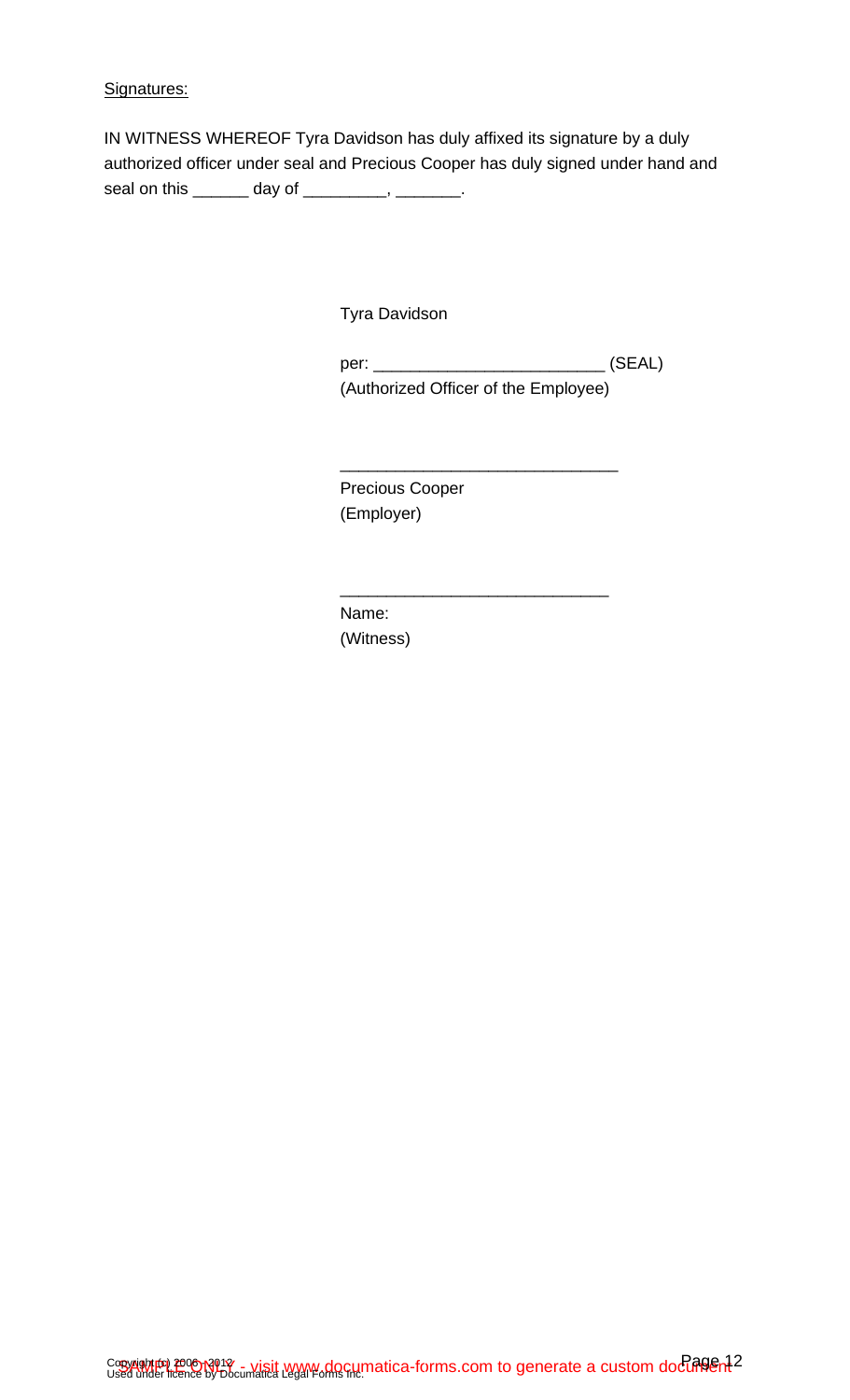Signatures:

IN WITNESS WHEREOF Tyra Davidson has duly affixed its signature by a duly authorized officer under seal and Precious Cooper has duly signed under hand and seal on this ______ day of _________, _______.

Tyra Davidson

per: _________________________ (SEAL)
(Authorized Officer of the Employee)

______________________________
Precious Cooper
(Employer)

_____________________________
Name:
(Witness)